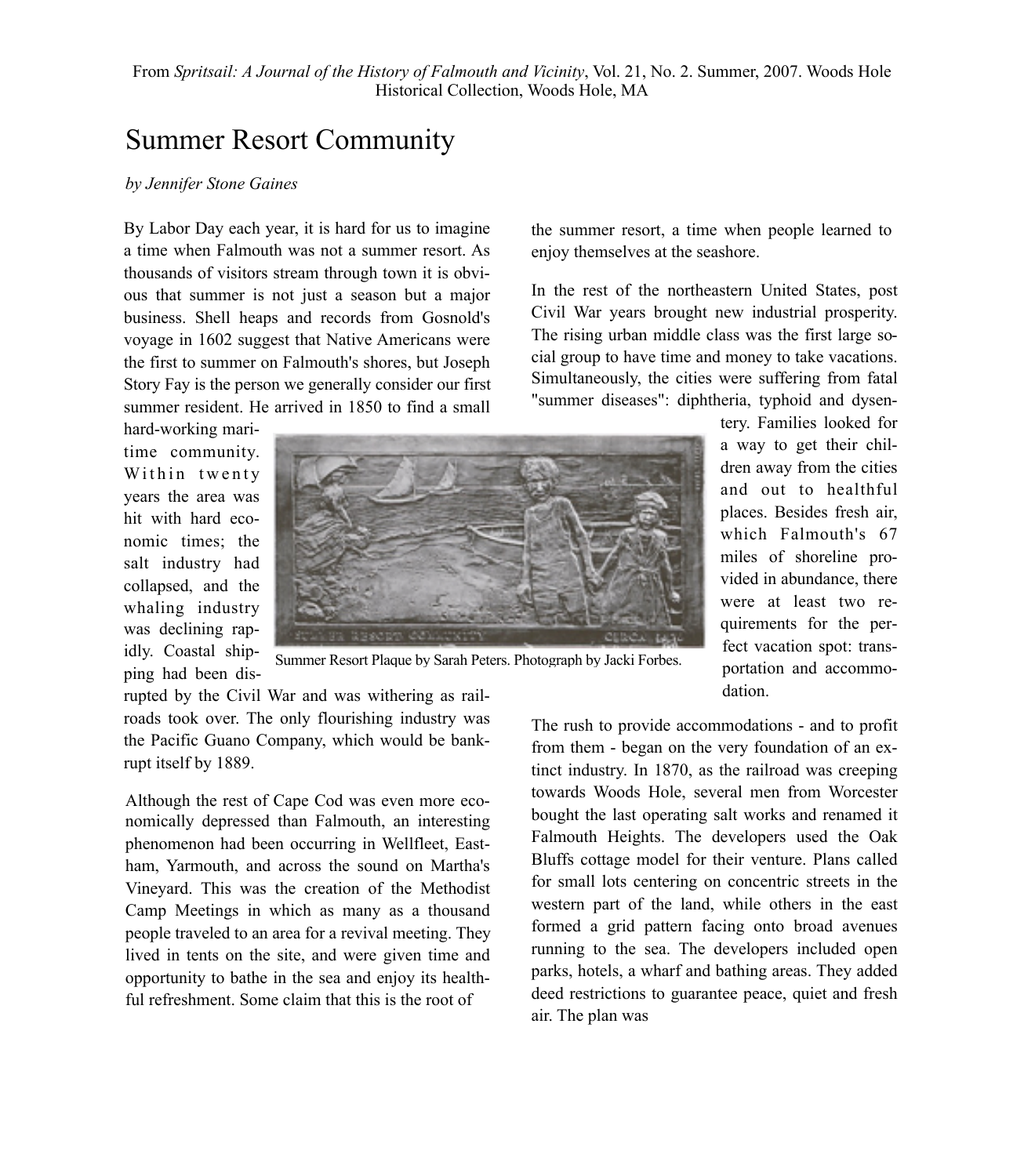From *Spritsail: A Journal of the History of Falmouth and Vicinity*, Vol. 21, No. 2. Summer, 2007. Woods Hole Historical Collection, Woods Hole, MA

# Summer Resort Community

*by Jennifer Stone Gaines*

By Labor Day each year, it is hard for us to imagine a time when Falmouth was not a summer resort. As thousands of visitors stream through town it is obvious that summer is not just a season but a major business. Shell heaps and records from Gosnold's voyage in 1602 suggest that Native Americans were the first to summer on Falmouth's shores, but Joseph Story Fay is the person we generally consider our first summer resident. He arrived in 1850 to find a small hard-working maritime community. Within twenty years the area was hit with hard economic times; the salt industry had collapsed, and the whaling industry was declining rapidly. Coastal shipping had been disrupted by the Civil War and was withering as railroads took over. The only flourishing industry was the Pacific Guano Company, which would be bankrupt itself by 1889.

Summer Resort Plaque by Sarah Peters. Photograph by Jacki Forbes.

Although the rest of Cape Cod was even more economically depressed than Falmouth, an interesting phenomenon had been occurring in Wellfleet, Eastham, Yarmouth, and across the sound on Martha's Vineyard. This was the creation of the Methodist Camp Meetings in which as many as a thousand people traveled to an area for a revival meeting. They lived in tents on the site, and were given time and opportunity to bathe in the sea and enjoy its healthful refreshment. Some claim that this is the root of the summer resort, a time when people learned to enjoy themselves at the seashore.

In the rest of the northeastern United States, post Civil War years brought new industrial prosperity. The rising urban middle class was the first large social group to have time and money to take vacations. Simultaneously, the cities were suffering from fatal "summer diseases": diphtheria, typhoid and dysentery. Families looked for a way to get their children away from the cities and out to healthful places. Besides fresh air, which Falmouth's 67 miles of shoreline provided in abundance, there were at least two requirements for the perfect vacation spot: transportation and accommodation.

The rush to provide accommodations - and to profit from them - began on the very foundation of an extinct industry. In 1870, as the railroad was creeping towards Woods Hole, several men from Worcester bought the last operating salt works and renamed it Falmouth Heights. The developers used the Oak Bluffs cottage model for their venture. Plans called for small lots centering on concentric streets in the western part of the land, while others in the east formed a grid pattern facing onto broad avenues running to the sea. The developers included open parks, hotels, a wharf and bathing areas. They added deed restrictions to guarantee peace, quiet and fresh air. The plan was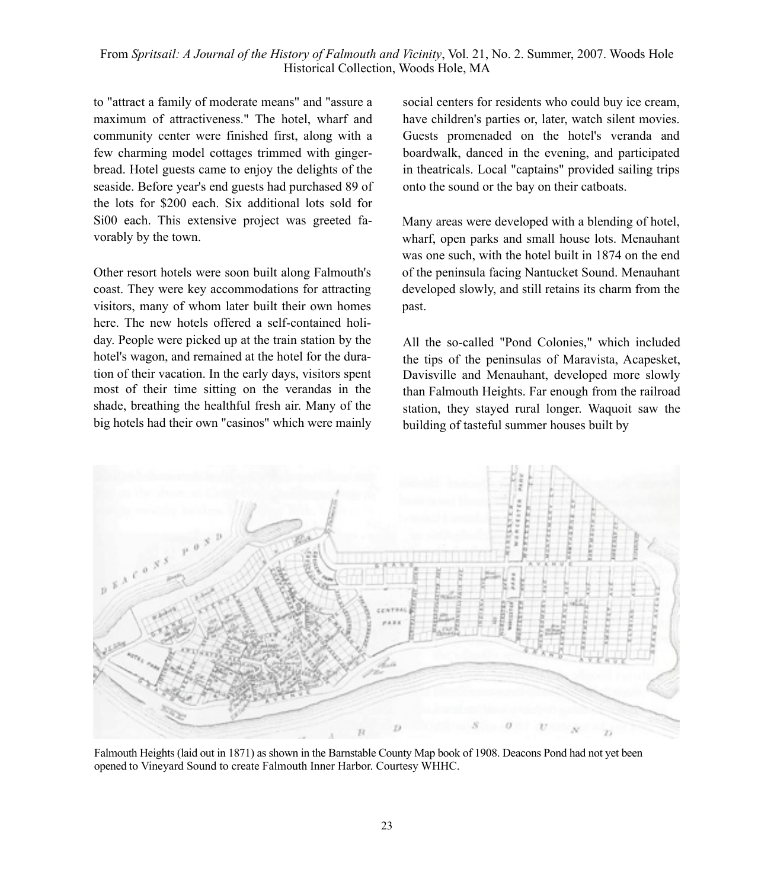to "attract a family of moderate means" and "assure a maximum of attractiveness." The hotel, wharf and community center were finished first, along with a few charming model cottages trimmed with gingerbread. Hotel guests came to enjoy the delights of the seaside. Before year's end guests had purchased 89 of the lots for $200 each. Six additional lots sold for Si00 each. This extensive project was greeted favorably by the town.

Other resort hotels were soon built along Falmouth's coast. They were key accommodations for attracting visitors, many of whom later built their own homes here. The new hotels offered a self-contained holiday. People were picked up at the train station by the hotel's wagon, and remained at the hotel for the duration of their vacation. In the early days, visitors spent most of their time sitting on the verandas in the shade, breathing the healthful fresh air. Many of the big hotels had their own "casinos" which were mainly social centers for residents who could buy ice cream, have children's parties or, later, watch silent movies. Guests promenaded on the hotel's veranda and boardwalk, danced in the evening, and participated in theatricals. Local "captains" provided sailing trips onto the sound or the bay on their catboats.

Many areas were developed with a blending of hotel, wharf, open parks and small house lots. Menauhant was one such, with the hotel built in 1874 on the end of the peninsula facing Nantucket Sound. Menauhant developed slowly, and still retains its charm from the past.

All the so-called "Pond Colonies," which included the tips of the peninsulas of Maravista, Acapesket, Davisville and Menauhant, developed more slowly than Falmouth Heights. Far enough from the railroad station, they stayed rural longer. Waquoit saw the building of tasteful summer houses built by

Falmouth Heights (laid out in 1871) as shown in the Barnstable County Map book of 1908. Deacons Pond had not yet been opened to Vineyard Sound to create Falmouth Inner Harbor. Courtesy WHHC.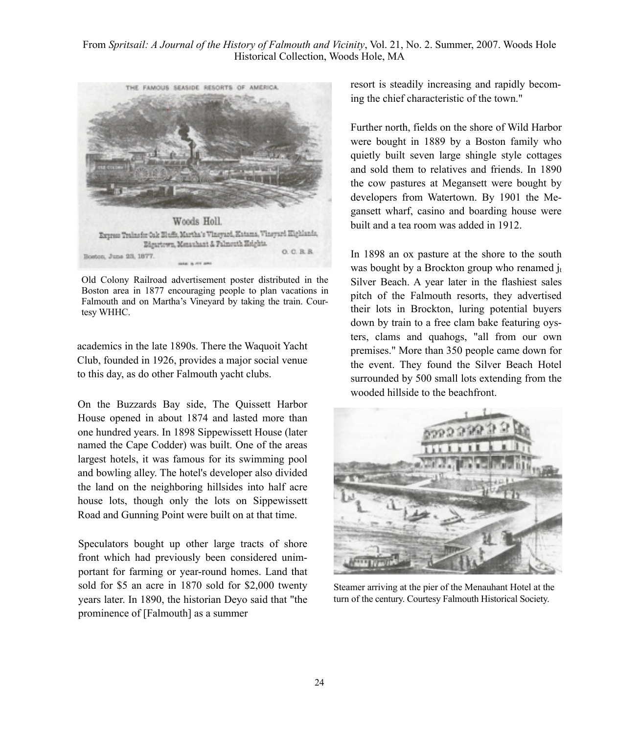Old Colony Railroad advertisement poster distributed in the Boston area in 1877 encouraging people to plan vacations in Falmouth and on Martha's Vineyard by taking the train. Courtesy WHHC.

academics in the late 1890s. There the Waquoit Yacht Club, founded in 1926, provides a major social venue to this day, as do other Falmouth yacht clubs.

On the Buzzards Bay side, The Quissett Harbor House opened in about 1874 and lasted more than one hundred years. In 1898 Sippewissett House (later named the Cape Codder) was built. One of the areas largest hotels, it was famous for its swimming pool and bowling alley. The hotel's developer also divided the land on the neighboring hillsides into half acre house lots, though only the lots on Sippewissett Road and Gunning Point were built on at that time.

Speculators bought up other large tracts of shore front which had previously been considered unimportant for farming or year-round homes. Land that sold for $5 an acre in 1870 sold for $2,000 twenty years later. In 1890, the historian Deyo said that "the prominence of [Falmouth] as a summer resort is steadily increasing and rapidly becoming the chief characteristic of the town."

Further north, fields on the shore of Wild Harbor were bought in 1889 by a Boston family who quietly built seven large shingle style cottages and sold them to relatives and friends. In 1890 the cow pastures at Megansett were bought by developers from Watertown. By 1901 the Megansett wharf, casino and boarding house were built and a tea room was added in 1912.

In 1898 an ox pasture at the shore to the south was bought by a Brockton group who renamed jt Silver Beach. A year later in the flashiest sales pitch of the Falmouth resorts, they advertised their lots in Brockton, luring potential buyers down by train to a free clam bake featuring oysters, clams and quahogs, "all from our own premises." More than 350 people came down for the event. They found the Silver Beach Hotel surrounded by 500 small lots extending from the wooded hillside to the beachfront.

Steamer arriving at the pier of the Menauhant Hotel at the turn of the century. Courtesy Falmouth Historical Society.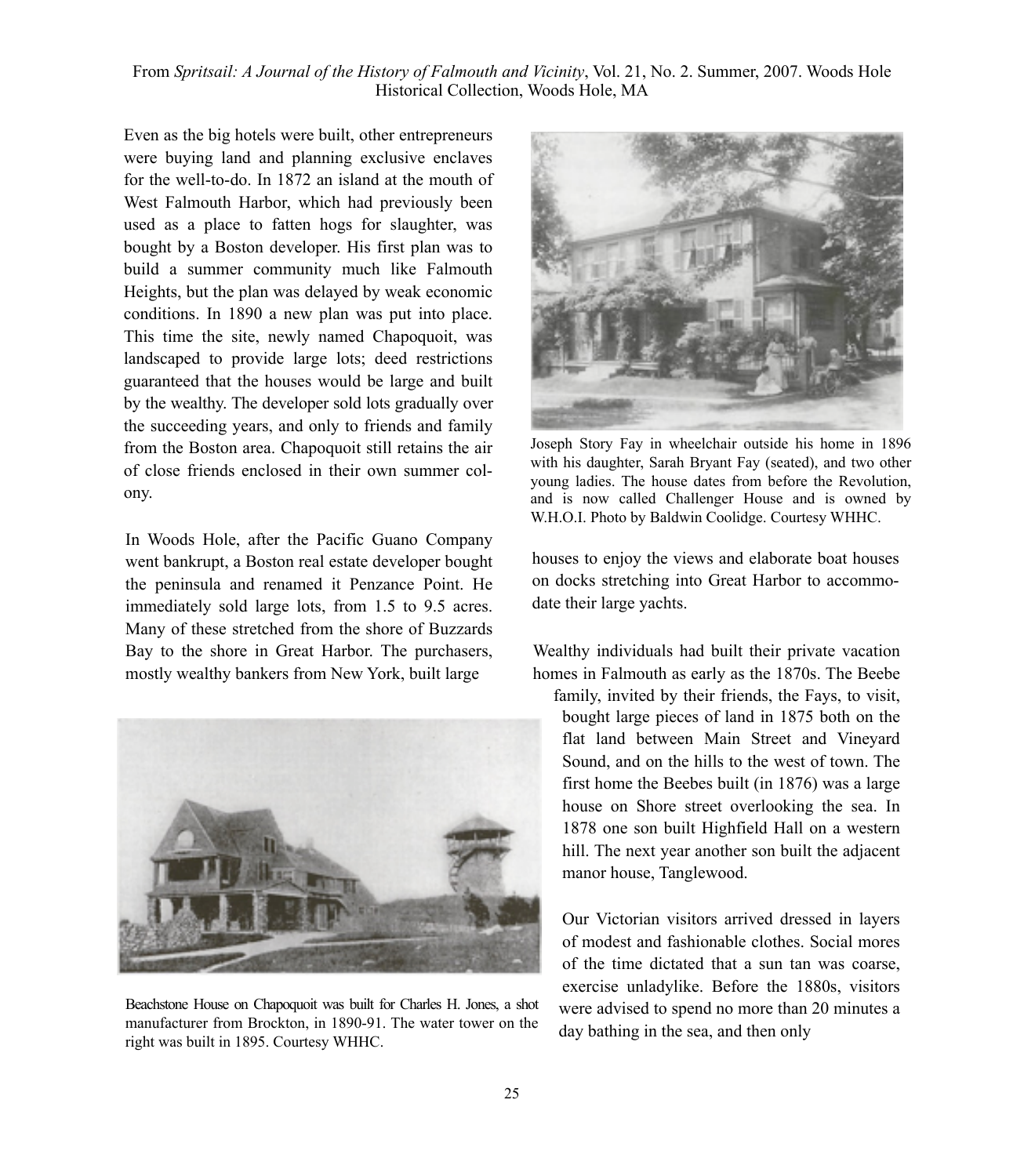Even as the big hotels were built, other entrepreneurs were buying land and planning exclusive enclaves for the well-to-do. In 1872 an island at the mouth of West Falmouth Harbor, which had previously been used as a place to fatten hogs for slaughter, was bought by a Boston developer. His first plan was to build a summer community much like Falmouth Heights, but the plan was delayed by weak economic conditions. In 1890 a new plan was put into place. This time the site, newly named Chapoquoit, was landscaped to provide large lots; deed restrictions guaranteed that the houses would be large and built by the wealthy. The developer sold lots gradually over the succeeding years, and only to friends and family from the Boston area. Chapoquoit still retains the air of close friends enclosed in their own summer colony.

In Woods Hole, after the Pacific Guano Company went bankrupt, a Boston real estate developer bought the peninsula and renamed it Penzance Point. He immediately sold large lots, from 1.5 to 9.5 acres. Many of these stretched from the shore of Buzzards Bay to the shore in Great Harbor. The purchasers, mostly wealthy bankers from New York, built large houses to enjoy the views and elaborate boat houses on docks stretching into Great Harbor to accommodate their large yachts.

Beachstone House on Chapoquoit was built for Charles H. Jones, a shot manufacturer from Brockton, in 1890-91. The water tower on the right was built in 1895. Courtesy WHHC.

Joseph Story Fay in wheelchair outside his home in 1896 with his daughter, Sarah Bryant Fay (seated), and two other young ladies. The house dates from before the Revolution, and is now called Challenger House and is owned by W.H.O.I. Photo by Baldwin Coolidge. Courtesy WHHC.

Wealthy individuals had built their private vacation homes in Falmouth as early as the 1870s. The Beebe family, invited by their friends, the Fays, to visit, bought large pieces of land in 1875 both on the flat land between Main Street and Vineyard Sound, and on the hills to the west of town. The first home the Beebes built (in 1876) was a large house on Shore street overlooking the sea. In 1878 one son built Highfield Hall on a western hill. The next year another son built the adjacent manor house, Tanglewood.

Our Victorian visitors arrived dressed in layers of modest and fashionable clothes. Social mores of the time dictated that a sun tan was coarse, exercise unladylike. Before the 1880s, visitors were advised to spend no more than 20 minutes a day bathing in the sea, and then only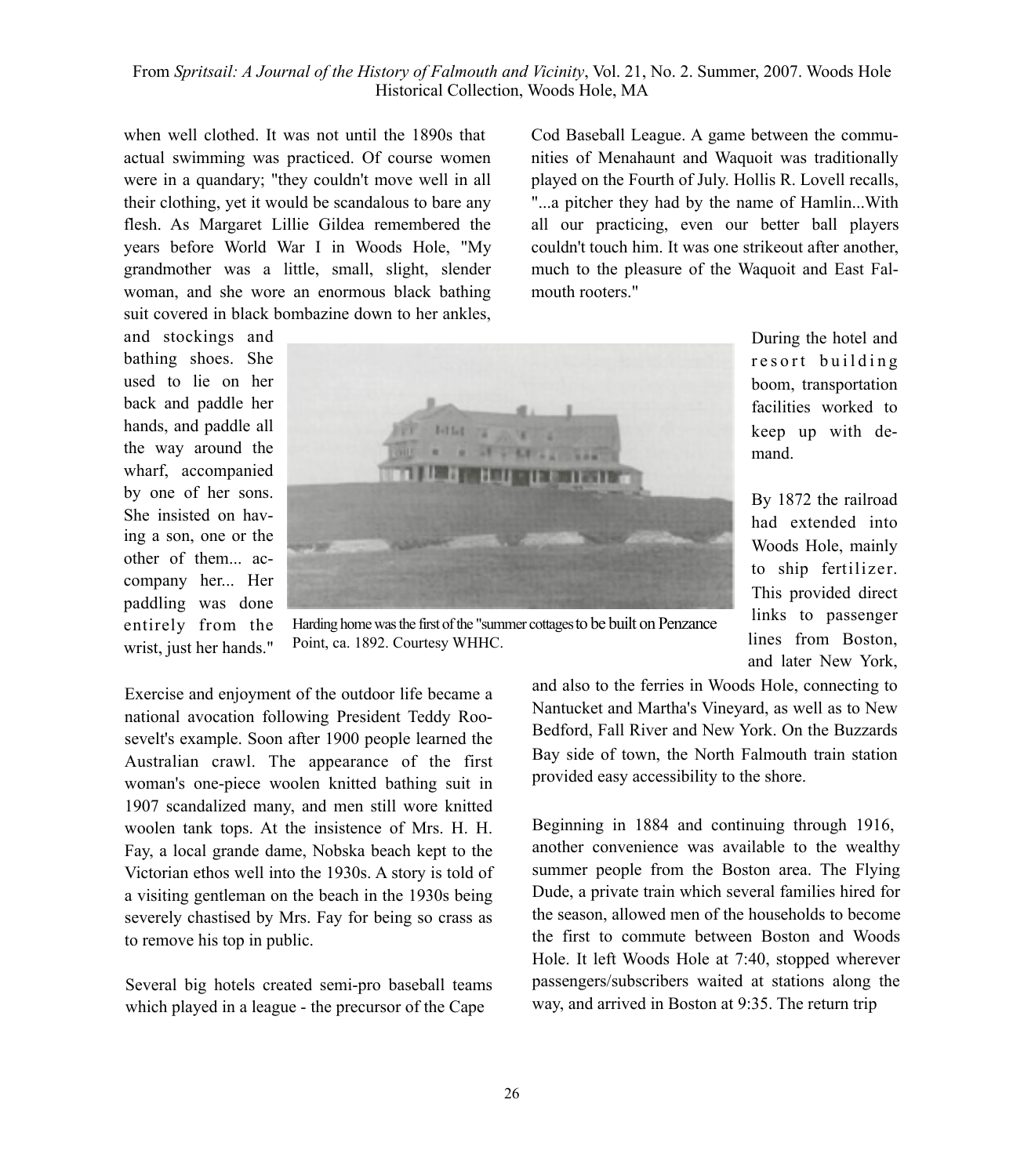when well clothed. It was not until the 1890s that actual swimming was practiced. Of course women were in a quandary; "they couldn't move well in all their clothing, yet it would be scandalous to bare any flesh. As Margaret Lillie Gildea remembered the years before World War I in Woods Hole, "My grandmother was a little, small, slight, slender woman, and she wore an enormous black bathing suit covered in black bombazine down to her ankles, and stockings and bathing shoes. She used to lie on her back and paddle her hands, and paddle all the way around the wharf, accompanied by one of her sons. She insisted on having a son, one or the other of them... accompany her... Her paddling was done entirely from the wrist, just her hands."

Harding home was the first of the "summer cottages to be built on Penzance Point, ca. 1892. Courtesy WHHC.

Exercise and enjoyment of the outdoor life became a national avocation following President Teddy Roosevelt's example. Soon after 1900 people learned the Australian crawl. The appearance of the first woman's one-piece woolen knitted bathing suit in 1907 scandalized many, and men still wore knitted woolen tank tops. At the insistence of Mrs. H. H. Fay, a local grande dame, Nobska beach kept to the Victorian ethos well into the 1930s. A story is told of a visiting gentleman on the beach in the 1930s being severely chastised by Mrs. Fay for being so crass as to remove his top in public.

Several big hotels created semi-pro baseball teams which played in a league - the precursor of the Cape Cod Baseball League. A game between the communities of Menahaunt and Waquoit was traditionally played on the Fourth of July. Hollis R. Lovell recalls, "...a pitcher they had by the name of Hamlin...With all our practicing, even our better ball players couldn't touch him. It was one strikeout after another, much to the pleasure of the Waquoit and East Falmouth rooters."

During the hotel and resort building boom, transportation facilities worked to keep up with demand.

By 1872 the railroad had extended into Woods Hole, mainly to ship fertilizer. This provided direct links to passenger lines from Boston, and later New York, and also to the ferries in Woods Hole, connecting to Nantucket and Martha's Vineyard, as well as to New Bedford, Fall River and New York. On the Buzzards Bay side of town, the North Falmouth train station provided easy accessibility to the shore.

Beginning in 1884 and continuing through 1916, another convenience was available to the wealthy summer people from the Boston area. The Flying Dude, a private train which several families hired for the season, allowed men of the households to become the first to commute between Boston and Woods Hole. It left Woods Hole at 7:40, stopped wherever passengers/subscribers waited at stations along the way, and arrived in Boston at 9:35. The return trip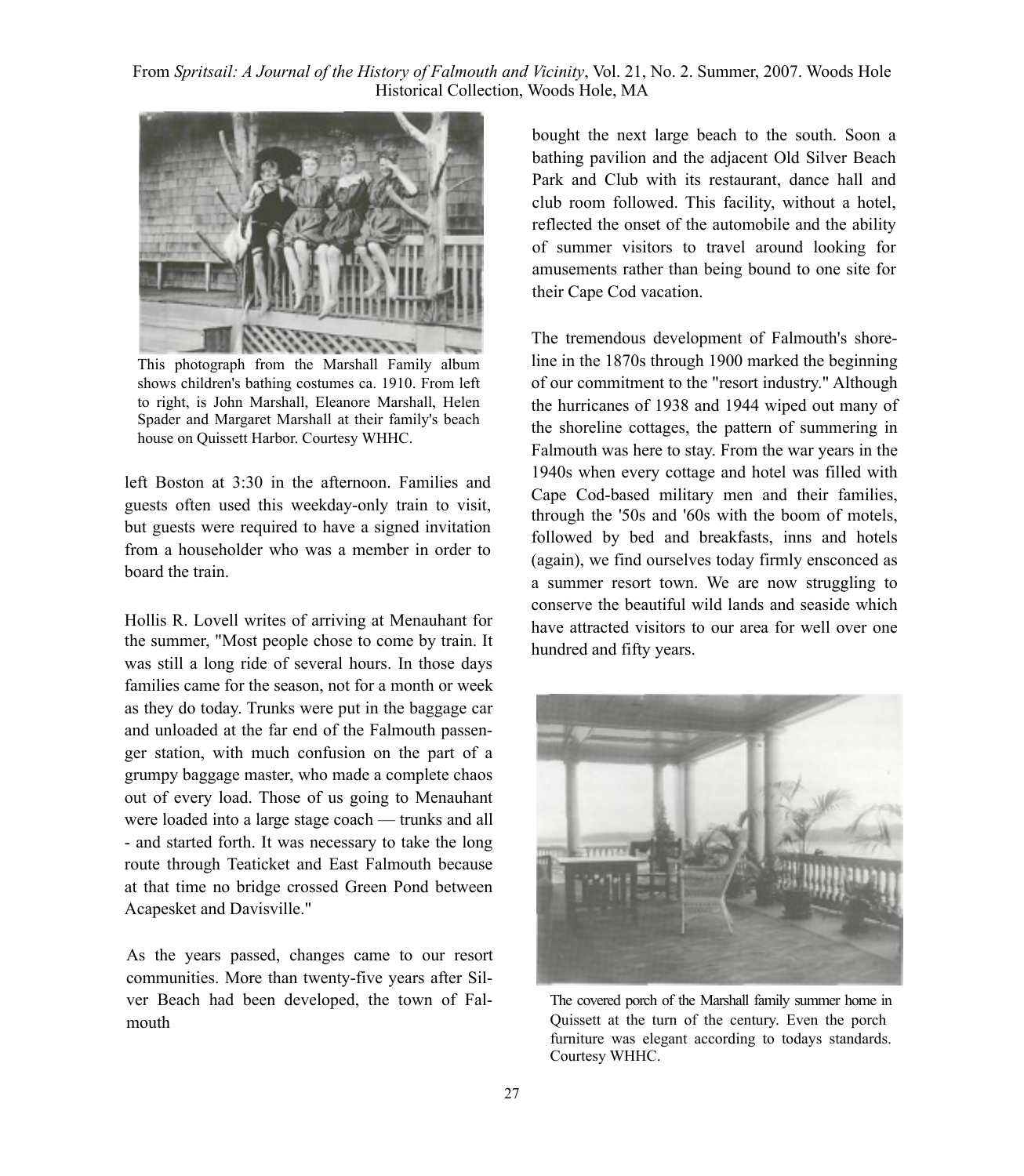This photograph from the Marshall Family album shows children's bathing costumes ca. 1910. From left to right, is John Marshall, Eleanore Marshall, Helen Spader and Margaret Marshall at their family's beach house on Quissett Harbor. Courtesy WHHC.

left Boston at 3:30 in the afternoon. Families and guests often used this weekday-only train to visit, but guests were required to have a signed invitation from a householder who was a member in order to board the train.

Hollis R. Lovell writes of arriving at Menauhant for the summer, "Most people chose to come by train. It was still a long ride of several hours. In those days families came for the season, not for a month or week as they do today. Trunks were put in the baggage car and unloaded at the far end of the Falmouth passenger station, with much confusion on the part of a grumpy baggage master, who made a complete chaos out of every load. Those of us going to Menauhant were loaded into a large stage coach — trunks and all - and started forth. It was necessary to take the long route through Teaticket and East Falmouth because at that time no bridge crossed Green Pond between Acapesket and Davisville."

As the years passed, changes came to our resort communities. More than twenty-five years after Silver Beach had been developed, the town of Falmouth bought the next large beach to the south. Soon a bathing pavilion and the adjacent Old Silver Beach Park and Club with its restaurant, dance hall and club room followed. This facility, without a hotel, reflected the onset of the automobile and the ability of summer visitors to travel around looking for amusements rather than being bound to one site for their Cape Cod vacation.

The tremendous development of Falmouth's shoreline in the 1870s through 1900 marked the beginning of our commitment to the "resort industry." Although the hurricanes of 1938 and 1944 wiped out many of the shoreline cottages, the pattern of summering in Falmouth was here to stay. From the war years in the 1940s when every cottage and hotel was filled with Cape Cod-based military men and their families, through the '50s and '60s with the boom of motels, followed by bed and breakfasts, inns and hotels (again), we find ourselves today firmly ensconced as a summer resort town. We are now struggling to conserve the beautiful wild lands and seaside which have attracted visitors to our area for well over one hundred and fifty years.

The covered porch of the Marshall family summer home in Quissett at the turn of the century. Even the porch furniture was elegant according to todays standards. Courtesy WHHC.